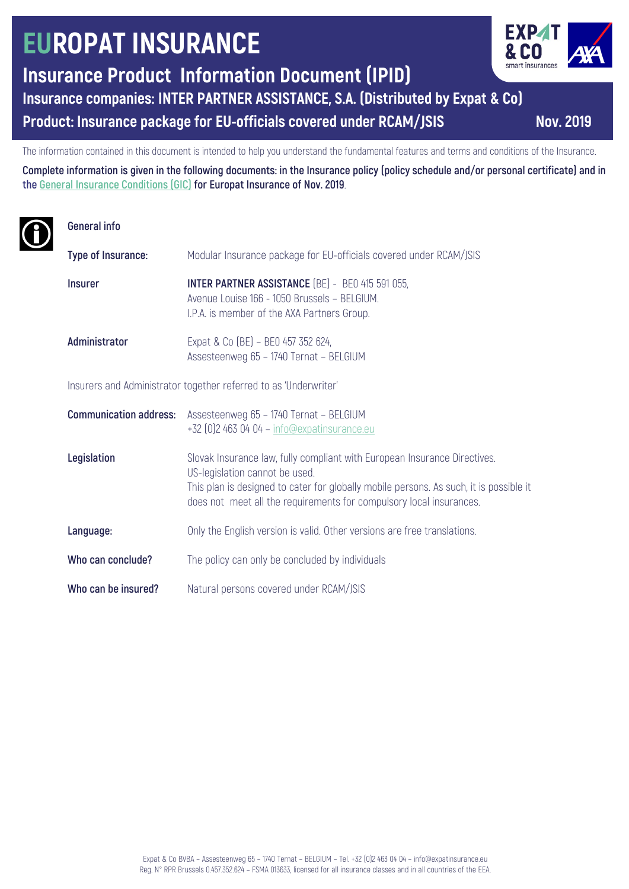# EUROPAT INSURANCE

## Insurance Product Information Document (IPID)

### Insurance companies: INTER PARTNER ASSISTANCE, S.A. (Distributed by Expat & Co)

### Product: Insurance package for EU-officials covered under RCAM/JSIS — Nov. 2019

The information contained in this document is intended to help you understand the fundamental features and terms and conditions of the Insurance.

**Complete information is given in the following documents: in the Insurance policy (policy schedule and/or personal certificate) and in the General Insurance Conditions (GIC) for Europat Insurance of Nov. 2019**.

## General info

**Type of Insurance:** Modular Insurance package for EU-officials covered under RCAM/JSIS

**Insurer** **INTER PARTNER ASSISTANCE** (BE) - BE0 415 591 055,
Avenue Louise 166 - 1050 Brussels – BELGIUM.
I.P.A. is member of the AXA Partners Group.

**Administrator** Expat & Co (BE) – BE0 457 352 624,
Assesteenweg 65 – 1740 Ternat – BELGIUM

Insurers and Administrator together referred to as 'Underwriter'

**Communication address:** Assesteenweg 65 – 1740 Ternat – BELGIUM
+32 (0)2 463 04 04 – info@expatinsurance.eu

**Legislation** Slovak Insurance law, fully compliant with European Insurance Directives.
US-legislation cannot be used.
This plan is designed to cater for globally mobile persons. As such, it is possible it does not meet all the requirements for compulsory local insurances.

**Language:** Only the English version is valid. Other versions are free translations.

**Who can conclude?** The policy can only be concluded by individuals

**Who can be insured?** Natural persons covered under RCAM/JSIS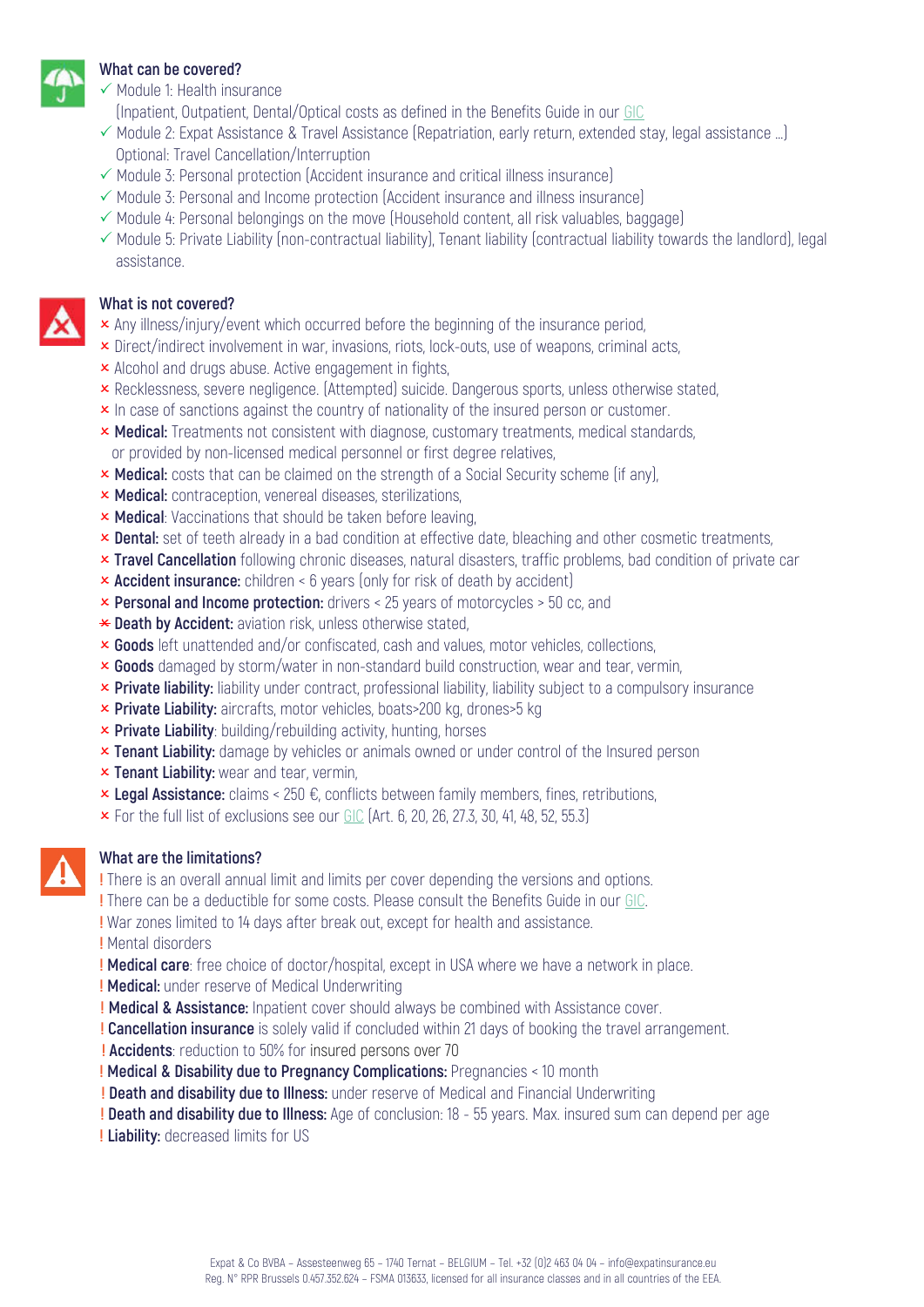## What can be covered?

- ✓ Module 1: Health insurance
  (Inpatient, Outpatient, Dental/Optical costs as defined in the Benefits Guide in our GIC
- ✓ Module 2: Expat Assistance & Travel Assistance (Repatriation, early return, extended stay, legal assistance …)
  Optional: Travel Cancellation/Interruption
- ✓ Module 3: Personal protection (Accident insurance and critical illness insurance)
- ✓ Module 3: Personal and Income protection (Accident insurance and illness insurance)
- ✓ Module 4: Personal belongings on the move (Household content, all risk valuables, baggage)
- ✓ Module 5: Private Liability (non-contractual liability), Tenant liability (contractual liability towards the landlord), legal assistance.

## What is not covered?

- × Any illness/injury/event which occurred before the beginning of the insurance period,
- × Direct/indirect involvement in war, invasions, riots, lock-outs, use of weapons, criminal acts,
- × Alcohol and drugs abuse. Active engagement in fights,
- × Recklessness, severe negligence. (Attempted) suicide. Dangerous sports, unless otherwise stated,
- × In case of sanctions against the country of nationality of the insured person or customer.
- × **Medical:** Treatments not consistent with diagnose, customary treatments, medical standards, or provided by non-licensed medical personnel or first degree relatives,
- × **Medical:** costs that can be claimed on the strength of a Social Security scheme (if any),
- × **Medical:** contraception, venereal diseases, sterilizations,
- × **Medical**: Vaccinations that should be taken before leaving,
- × **Dental:** set of teeth already in a bad condition at effective date, bleaching and other cosmetic treatments,
- × **Travel Cancellation** following chronic diseases, natural disasters, traffic problems, bad condition of private car
- × **Accident insurance:** children < 6 years (only for risk of death by accident)
- × **Personal and Income protection:** drivers < 25 years of motorcycles > 50 cc, and
- × **Death by Accident:** aviation risk, unless otherwise stated,
- × **Goods** left unattended and/or confiscated, cash and values, motor vehicles, collections,
- × **Goods** damaged by storm/water in non-standard build construction, wear and tear, vermin,
- × **Private liability:** liability under contract, professional liability, liability subject to a compulsory insurance
- × **Private Liability:** aircrafts, motor vehicles, boats>200 kg, drones>5 kg
- × **Private Liability**: building/rebuilding activity, hunting, horses
- × **Tenant Liability:** damage by vehicles or animals owned or under control of the Insured person
- × **Tenant Liability:** wear and tear, vermin,
- × **Legal Assistance:** claims < 250 €, conflicts between family members, fines, retributions,
- × For the full list of exclusions see our GIC (Art. 6, 20, 26, 27.3, 30, 41, 48, 52, 55.3)

## What are the limitations?

- ! There is an overall annual limit and limits per cover depending the versions and options.
- ! There can be a deductible for some costs. Please consult the Benefits Guide in our GIC.
- ! War zones limited to 14 days after break out, except for health and assistance.
- ! Mental disorders
- ! **Medical care**: free choice of doctor/hospital, except in USA where we have a network in place.
- ! **Medical:** under reserve of Medical Underwriting
- ! **Medical & Assistance:** Inpatient cover should always be combined with Assistance cover.
- ! **Cancellation insurance** is solely valid if concluded within 21 days of booking the travel arrangement.
- ! **Accidents**: reduction to 50% for insured persons over 70
- ! **Medical & Disability due to Pregnancy Complications:** Pregnancies < 10 month
- ! **Death and disability due to Illness:** under reserve of Medical and Financial Underwriting
- ! **Death and disability due to Illness:** Age of conclusion: 18 - 55 years. Max. insured sum can depend per age
- ! **Liability:** decreased limits for US

Expat & Co BVBA – Assesteenweg 65 – 1740 Ternat – BELGIUM – Tel. +32 (0)2 463 04 04 – info@expatinsurance.eu
Reg. N° RPR Brussels 0.457.352.624 – FSMA 013633, licensed for all insurance classes and in all countries of the EEA.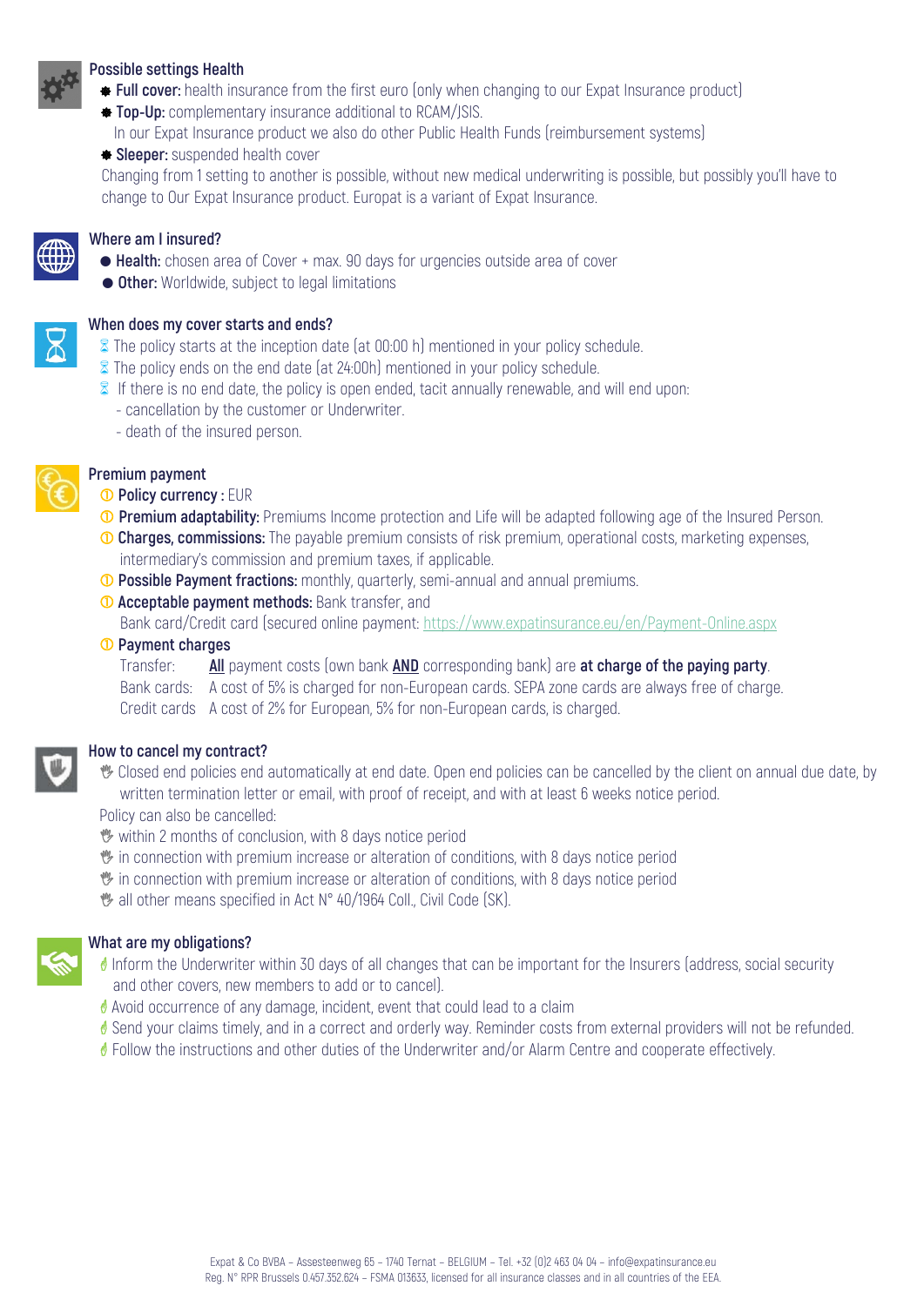### Possible settings Health

- **Full cover:** health insurance from the first euro (only when changing to our Expat Insurance product)
- **Top-Up:** complementary insurance additional to RCAM/JSIS.
  In our Expat Insurance product we also do other Public Health Funds (reimbursement systems)
- **Sleeper:** suspended health cover

Changing from 1 setting to another is possible, without new medical underwriting is possible, but possibly you'll have to change to Our Expat Insurance product. Europat is a variant of Expat Insurance.

### Where am I insured?

- **Health:** chosen area of Cover + max. 90 days for urgencies outside area of cover
- **Other:** Worldwide, subject to legal limitations

### When does my cover starts and ends?

- The policy starts at the inception date (at 00:00 h) mentioned in your policy schedule.
- The policy ends on the end date (at 24:00h) mentioned in your policy schedule.
- If there is no end date, the policy is open ended, tacit annually renewable, and will end upon:
  - cancellation by the customer or Underwriter.
  - death of the insured person.

### Premium payment

- **Policy currency :** EUR
- **Premium adaptability:** Premiums Income protection and Life will be adapted following age of the Insured Person.
- **Charges, commissions:** The payable premium consists of risk premium, operational costs, marketing expenses, intermediary's commission and premium taxes, if applicable.
- **Possible Payment fractions:** monthly, quarterly, semi-annual and annual premiums.
- **Acceptable payment methods:** Bank transfer, and
  Bank card/Credit card (secured online payment: https://www.expatinsurance.eu/en/Payment-Online.aspx
- **Payment charges**

| | |
|---|---|
| Transfer: | **All** payment costs (own bank **AND** corresponding bank) are **at charge of the paying party**. |
| Bank cards: | A cost of 5% is charged for non-European cards. SEPA zone cards are always free of charge. |
| Credit cards | A cost of 2% for European, 5% for non-European cards, is charged. |

### How to cancel my contract?

- Closed end policies end automatically at end date. Open end policies can be cancelled by the client on annual due date, by written termination letter or email, with proof of receipt, and with at least 6 weeks notice period.

Policy can also be cancelled:

- within 2 months of conclusion, with 8 days notice period
- in connection with premium increase or alteration of conditions, with 8 days notice period
- in connection with premium increase or alteration of conditions, with 8 days notice period
- all other means specified in Act N° 40/1964 Coll., Civil Code (SK).

### What are my obligations?

- Inform the Underwriter within 30 days of all changes that can be important for the Insurers (address, social security and other covers, new members to add or to cancel).
- Avoid occurrence of any damage, incident, event that could lead to a claim
- Send your claims timely, and in a correct and orderly way. Reminder costs from external providers will not be refunded.
- Follow the instructions and other duties of the Underwriter and/or Alarm Centre and cooperate effectively.

Expat & Co BVBA – Assesteenweg 65 – 1740 Ternat – BELGIUM – Tel. +32 (0)2 463 04 04 – info@expatinsurance.eu
Reg. N° RPR Brussels 0.457.352.624 – FSMA 013633, licensed for all insurance classes and in all countries of the EEA.